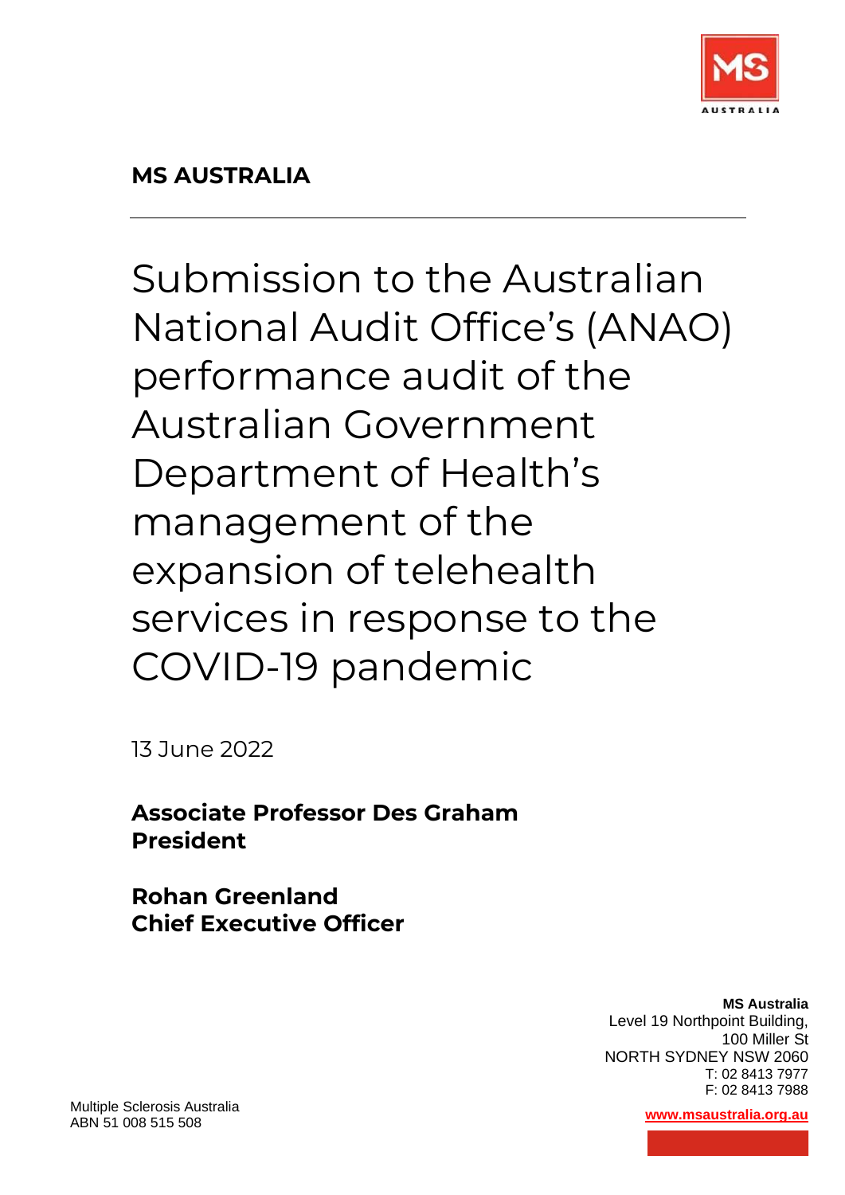**MS AUSTRALIA**

---

# Submission to the Australian National Audit Office's (ANAO) performance audit of the Australian Government Department of Health's management of the expansion of telehealth services in response to the COVID-19 pandemic

13 June 2022

**Associate Professor Des Graham**
**President**

**Rohan Greenland**
**Chief Executive Officer**

**MS Australia**
Level 19 Northpoint Building,
100 Miller St
NORTH SYDNEY NSW 2060
T: 02 8413 7977
F: 02 8413 7988

www.msaustralia.org.au

Multiple Sclerosis Australia
ABN 51 008 515 508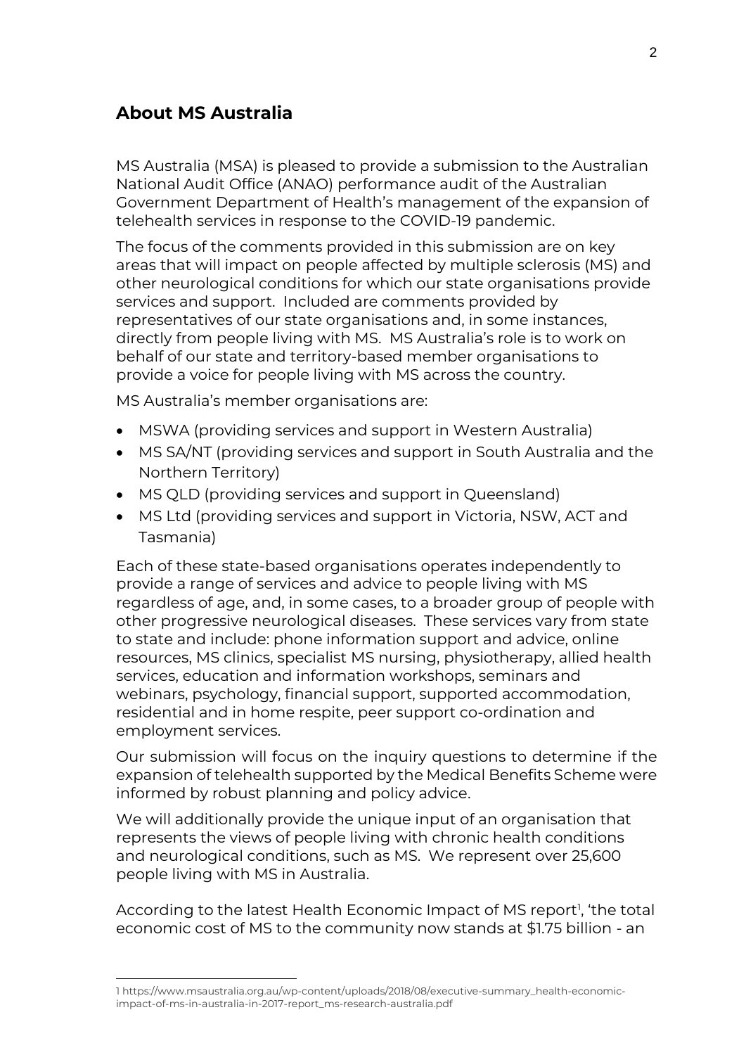## About MS Australia

MS Australia (MSA) is pleased to provide a submission to the Australian National Audit Office (ANAO) performance audit of the Australian Government Department of Health's management of the expansion of telehealth services in response to the COVID-19 pandemic.

The focus of the comments provided in this submission are on key areas that will impact on people affected by multiple sclerosis (MS) and other neurological conditions for which our state organisations provide services and support. Included are comments provided by representatives of our state organisations and, in some instances, directly from people living with MS. MS Australia's role is to work on behalf of our state and territory-based member organisations to provide a voice for people living with MS across the country.

MS Australia's member organisations are:

- MSWA (providing services and support in Western Australia)
- MS SA/NT (providing services and support in South Australia and the Northern Territory)
- MS QLD (providing services and support in Queensland)
- MS Ltd (providing services and support in Victoria, NSW, ACT and Tasmania)

Each of these state-based organisations operates independently to provide a range of services and advice to people living with MS regardless of age, and, in some cases, to a broader group of people with other progressive neurological diseases. These services vary from state to state and include: phone information support and advice, online resources, MS clinics, specialist MS nursing, physiotherapy, allied health services, education and information workshops, seminars and webinars, psychology, financial support, supported accommodation, residential and in home respite, peer support co-ordination and employment services.

Our submission will focus on the inquiry questions to determine if the expansion of telehealth supported by the Medical Benefits Scheme were informed by robust planning and policy advice.

We will additionally provide the unique input of an organisation that represents the views of people living with chronic health conditions and neurological conditions, such as MS. We represent over 25,600 people living with MS in Australia.

According to the latest Health Economic Impact of MS report[1], 'the total economic cost of MS to the community now stands at $1.75 billion - an

1 https://www.msaustralia.org.au/wp-content/uploads/2018/08/executive-summary_health-economic-impact-of-ms-in-australia-in-2017-report_ms-research-australia.pdf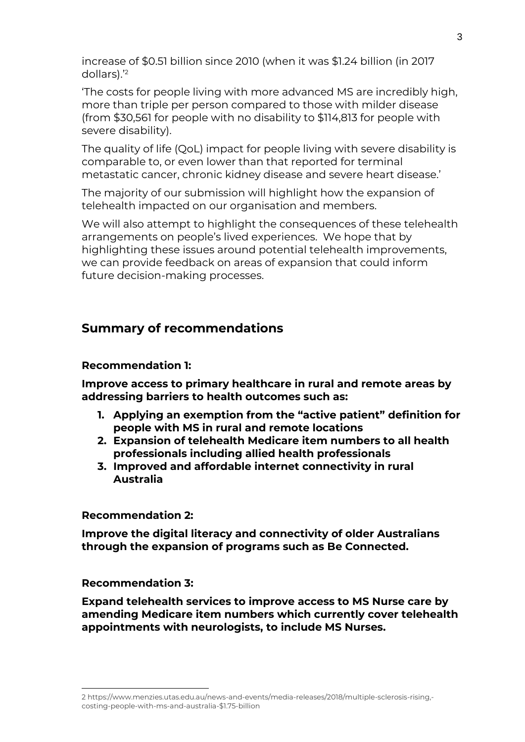increase of $0.51 billion since 2010 (when it was $1.24 billion (in 2017 dollars).'[2]

'The costs for people living with more advanced MS are incredibly high, more than triple per person compared to those with milder disease (from $30,561 for people with no disability to $114,813 for people with severe disability).

The quality of life (QoL) impact for people living with severe disability is comparable to, or even lower than that reported for terminal metastatic cancer, chronic kidney disease and severe heart disease.'

The majority of our submission will highlight how the expansion of telehealth impacted on our organisation and members.

We will also attempt to highlight the consequences of these telehealth arrangements on people's lived experiences. We hope that by highlighting these issues around potential telehealth improvements, we can provide feedback on areas of expansion that could inform future decision-making processes.

## Summary of recommendations

**Recommendation 1:**

**Improve access to primary healthcare in rural and remote areas by addressing barriers to health outcomes such as:**

1. **Applying an exemption from the "active patient" definition for people with MS in rural and remote locations**
2. **Expansion of telehealth Medicare item numbers to all health professionals including allied health professionals**
3. **Improved and affordable internet connectivity in rural Australia**

**Recommendation 2:**

**Improve the digital literacy and connectivity of older Australians through the expansion of programs such as Be Connected.**

**Recommendation 3:**

**Expand telehealth services to improve access to MS Nurse care by amending Medicare item numbers which currently cover telehealth appointments with neurologists, to include MS Nurses.**

---

2 https://www.menzies.utas.edu.au/news-and-events/media-releases/2018/multiple-sclerosis-rising,-costing-people-with-ms-and-australia-$1.75-billion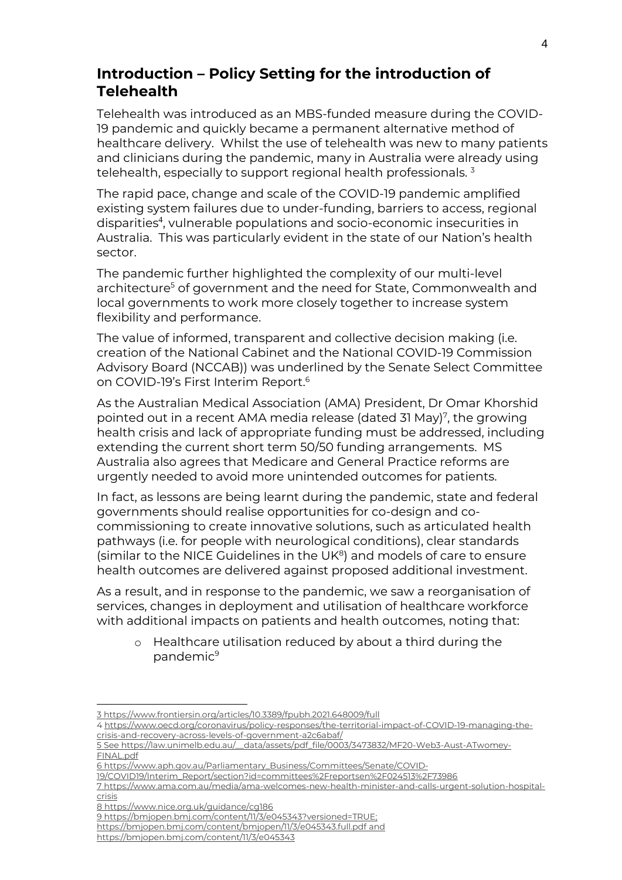## Introduction – Policy Setting for the introduction of Telehealth

Telehealth was introduced as an MBS-funded measure during the COVID-19 pandemic and quickly became a permanent alternative method of healthcare delivery. Whilst the use of telehealth was new to many patients and clinicians during the pandemic, many in Australia were already using telehealth, especially to support regional health professionals. [3]

The rapid pace, change and scale of the COVID-19 pandemic amplified existing system failures due to under-funding, barriers to access, regional disparities[4], vulnerable populations and socio-economic insecurities in Australia. This was particularly evident in the state of our Nation's health sector.

The pandemic further highlighted the complexity of our multi-level architecture[5] of government and the need for State, Commonwealth and local governments to work more closely together to increase system flexibility and performance.

The value of informed, transparent and collective decision making (i.e. creation of the National Cabinet and the National COVID-19 Commission Advisory Board (NCCAB)) was underlined by the Senate Select Committee on COVID-19's First Interim Report.[6]

As the Australian Medical Association (AMA) President, Dr Omar Khorshid pointed out in a recent AMA media release (dated 31 May)[7], the growing health crisis and lack of appropriate funding must be addressed, including extending the current short term 50/50 funding arrangements. MS Australia also agrees that Medicare and General Practice reforms are urgently needed to avoid more unintended outcomes for patients.

In fact, as lessons are being learnt during the pandemic, state and federal governments should realise opportunities for co-design and co-commissioning to create innovative solutions, such as articulated health pathways (i.e. for people with neurological conditions), clear standards (similar to the NICE Guidelines in the UK[8]) and models of care to ensure health outcomes are delivered against proposed additional investment.

As a result, and in response to the pandemic, we saw a reorganisation of services, changes in deployment and utilisation of healthcare workforce with additional impacts on patients and health outcomes, noting that:

- Healthcare utilisation reduced by about a third during the pandemic[9]

---

3 https://www.frontiersin.org/articles/10.3389/fpubh.2021.648009/full

4 https://www.oecd.org/coronavirus/policy-responses/the-territorial-impact-of-COVID-19-managing-the-crisis-and-recovery-across-levels-of-government-a2c6abaf/

5 See https://law.unimelb.edu.au/__data/assets/pdf_file/0003/3473832/MF20-Web3-Aust-ATwomey-FINAL.pdf

6 https://www.aph.gov.au/Parliamentary_Business/Committees/Senate/COVID-19/COVID19/Interim_Report/section?id=committees%2Freportsen%2F024513%2F73986

7 https://www.ama.com.au/media/ama-welcomes-new-health-minister-and-calls-urgent-solution-hospital-crisis

8 https://www.nice.org.uk/guidance/cg186

9 https://bmjopen.bmj.com/content/11/3/e045343?versioned=TRUE; https://bmjopen.bmj.com/content/bmjopen/11/3/e045343.full.pdf and https://bmjopen.bmj.com/content/11/3/e045343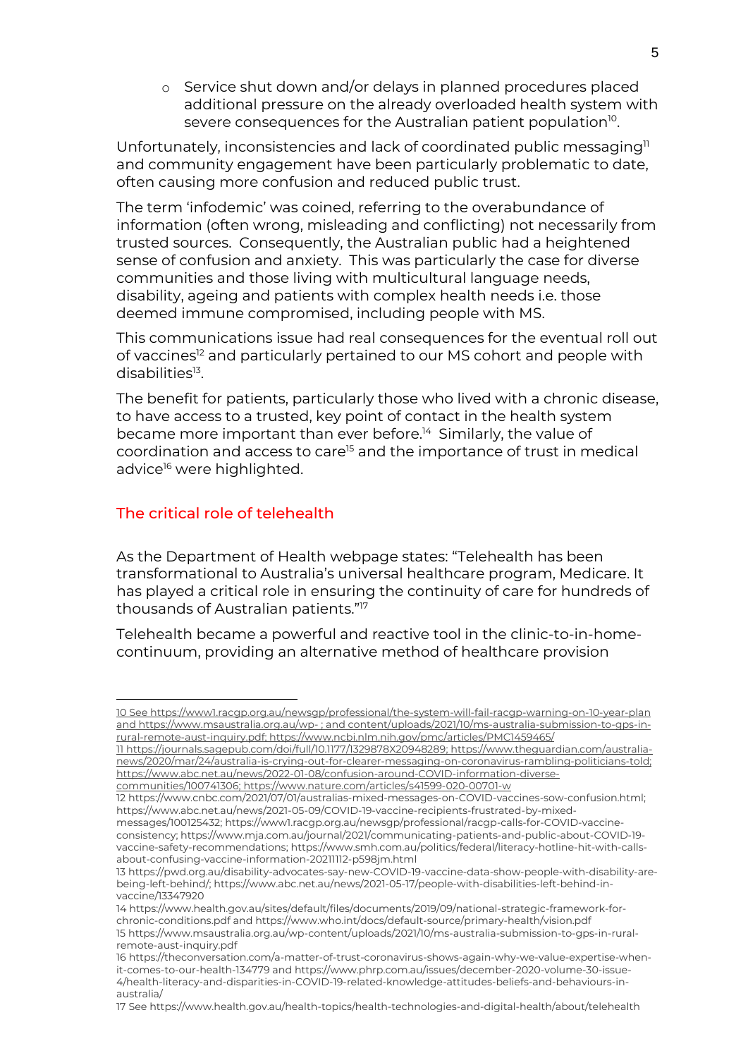- Service shut down and/or delays in planned procedures placed additional pressure on the already overloaded health system with severe consequences for the Australian patient population[10].

Unfortunately, inconsistencies and lack of coordinated public messaging[11] and community engagement have been particularly problematic to date, often causing more confusion and reduced public trust.

The term 'infodemic' was coined, referring to the overabundance of information (often wrong, misleading and conflicting) not necessarily from trusted sources. Consequently, the Australian public had a heightened sense of confusion and anxiety. This was particularly the case for diverse communities and those living with multicultural language needs, disability, ageing and patients with complex health needs i.e. those deemed immune compromised, including people with MS.

This communications issue had real consequences for the eventual roll out of vaccines[12] and particularly pertained to our MS cohort and people with disabilities[13].

The benefit for patients, particularly those who lived with a chronic disease, to have access to a trusted, key point of contact in the health system became more important than ever before.[14] Similarly, the value of coordination and access to care[15] and the importance of trust in medical advice[16] were highlighted.

## The critical role of telehealth

As the Department of Health webpage states: "Telehealth has been transformational to Australia's universal healthcare program, Medicare. It has played a critical role in ensuring the continuity of care for hundreds of thousands of Australian patients."[17]

Telehealth became a powerful and reactive tool in the clinic-to-in-home-continuum, providing an alternative method of healthcare provision

---

10 See https://www1.racgp.org.au/newsgp/professional/the-system-will-fail-racgp-warning-on-10-year-plan and https://www.msaustralia.org.au/wp- ; and content/uploads/2021/10/ms-australia-submission-to-gps-in-rural-remote-aust-inquiry.pdf; https://www.ncbi.nlm.nih.gov/pmc/articles/PMC1459465/

11 https://journals.sagepub.com/doi/full/10.1177/1329878X20948289; https://www.theguardian.com/australia-news/2020/mar/24/australia-is-crying-out-for-clearer-messaging-on-coronavirus-rambling-politicians-told; https://www.abc.net.au/news/2022-01-08/confusion-around-COVID-information-diverse-communities/100741306; https://www.nature.com/articles/s41599-020-00701-w

12 https://www.cnbc.com/2021/07/01/australias-mixed-messages-on-COVID-vaccines-sow-confusion.html; https://www.abc.net.au/news/2021-05-09/COVID-19-vaccine-recipients-frustrated-by-mixed-messages/100125432; https://www1.racgp.org.au/newsgp/professional/racgp-calls-for-COVID-vaccine-consistency; https://www.mja.com.au/journal/2021/communicating-patients-and-public-about-COVID-19-vaccine-safety-recommendations; https://www.smh.com.au/politics/federal/literacy-hotline-hit-with-calls-about-confusing-vaccine-information-20211112-p598jm.html

13 https://pwd.org.au/disability-advocates-say-new-COVID-19-vaccine-data-show-people-with-disability-are-being-left-behind/; https://www.abc.net.au/news/2021-05-17/people-with-disabilities-left-behind-in-vaccine/13347920

14 https://www.health.gov.au/sites/default/files/documents/2019/09/national-strategic-framework-for-chronic-conditions.pdf and https://www.who.int/docs/default-source/primary-health/vision.pdf

15 https://www.msaustralia.org.au/wp-content/uploads/2021/10/ms-australia-submission-to-gps-in-rural-remote-aust-inquiry.pdf

16 https://theconversation.com/a-matter-of-trust-coronavirus-shows-again-why-we-value-expertise-when-it-comes-to-our-health-134779 and https://www.phrp.com.au/issues/december-2020-volume-30-issue-4/health-literacy-and-disparities-in-COVID-19-related-knowledge-attitudes-beliefs-and-behaviours-in-australia/

17 See https://www.health.gov.au/health-topics/health-technologies-and-digital-health/about/telehealth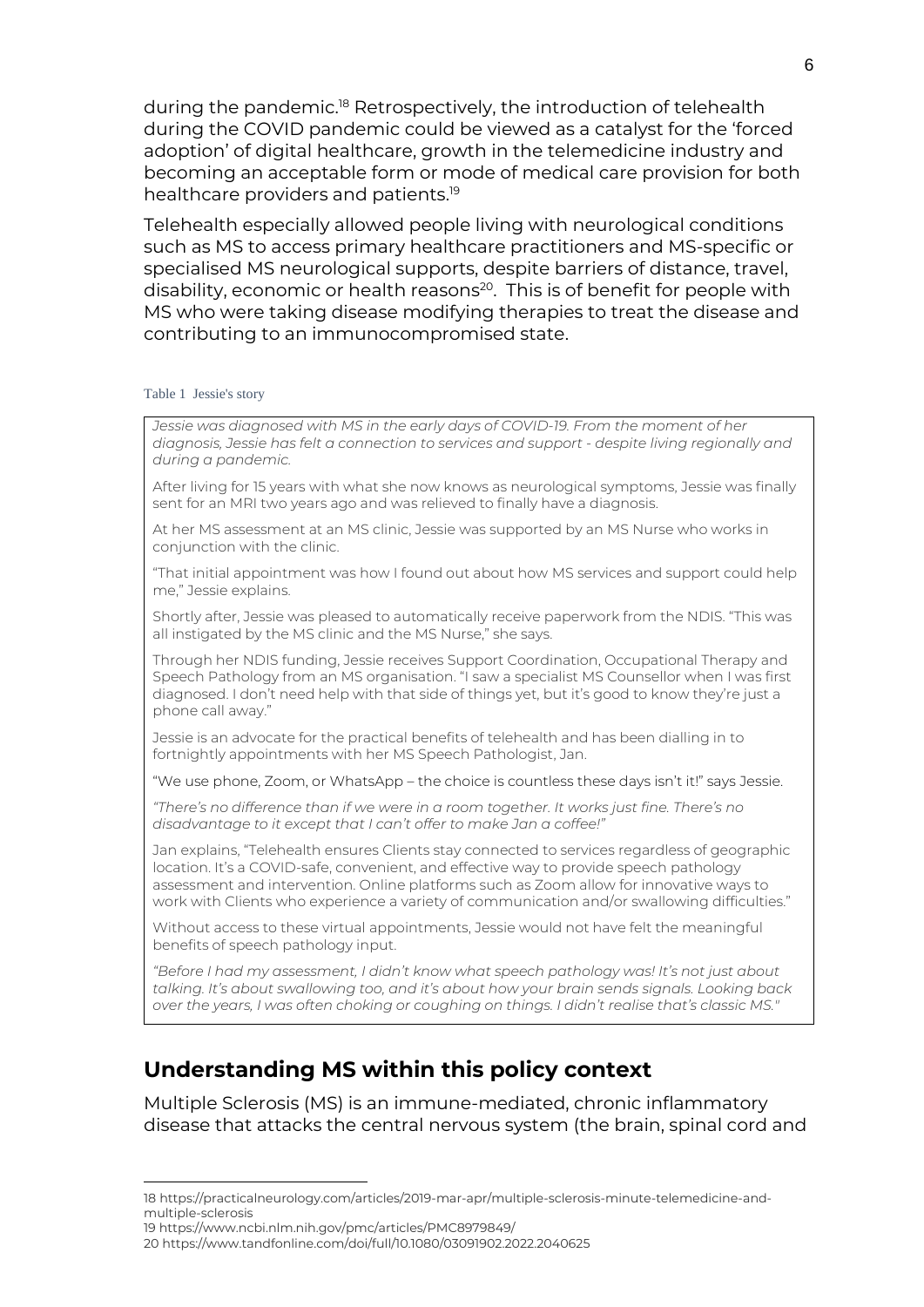during the pandemic.[18] Retrospectively, the introduction of telehealth during the COVID pandemic could be viewed as a catalyst for the 'forced adoption' of digital healthcare, growth in the telemedicine industry and becoming an acceptable form or mode of medical care provision for both healthcare providers and patients.[19]

Telehealth especially allowed people living with neurological conditions such as MS to access primary healthcare practitioners and MS-specific or specialised MS neurological supports, despite barriers of distance, travel, disability, economic or health reasons[20]. This is of benefit for people with MS who were taking disease modifying therapies to treat the disease and contributing to an immunocompromised state.

Table 1 Jessie's story

*Jessie was diagnosed with MS in the early days of COVID-19. From the moment of her diagnosis, Jessie has felt a connection to services and support - despite living regionally and during a pandemic.*

After living for 15 years with what she now knows as neurological symptoms, Jessie was finally sent for an MRI two years ago and was relieved to finally have a diagnosis.

At her MS assessment at an MS clinic, Jessie was supported by an MS Nurse who works in conjunction with the clinic.

"That initial appointment was how I found out about how MS services and support could help me," Jessie explains.

Shortly after, Jessie was pleased to automatically receive paperwork from the NDIS. "This was all instigated by the MS clinic and the MS Nurse," she says.

Through her NDIS funding, Jessie receives Support Coordination, Occupational Therapy and Speech Pathology from an MS organisation. "I saw a specialist MS Counsellor when I was first diagnosed. I don't need help with that side of things yet, but it's good to know they're just a phone call away."

Jessie is an advocate for the practical benefits of telehealth and has been dialling in to fortnightly appointments with her MS Speech Pathologist, Jan.

"We use phone, Zoom, or WhatsApp – the choice is countless these days isn't it!" says Jessie.

*"There's no difference than if we were in a room together. It works just fine. There's no disadvantage to it except that I can't offer to make Jan a coffee!"*

Jan explains, "Telehealth ensures Clients stay connected to services regardless of geographic location. It's a COVID-safe, convenient, and effective way to provide speech pathology assessment and intervention. Online platforms such as Zoom allow for innovative ways to work with Clients who experience a variety of communication and/or swallowing difficulties."

Without access to these virtual appointments, Jessie would not have felt the meaningful benefits of speech pathology input.

*"Before I had my assessment, I didn't know what speech pathology was! It's not just about talking. It's about swallowing too, and it's about how your brain sends signals. Looking back over the years, I was often choking or coughing on things. I didn't realise that's classic MS."*

## Understanding MS within this policy context

Multiple Sclerosis (MS) is an immune-mediated, chronic inflammatory disease that attacks the central nervous system (the brain, spinal cord and

---

18 https://practicalneurology.com/articles/2019-mar-apr/multiple-sclerosis-minute-telemedicine-and-multiple-sclerosis

19 https://www.ncbi.nlm.nih.gov/pmc/articles/PMC8979849/

20 https://www.tandfonline.com/doi/full/10.1080/03091902.2022.2040625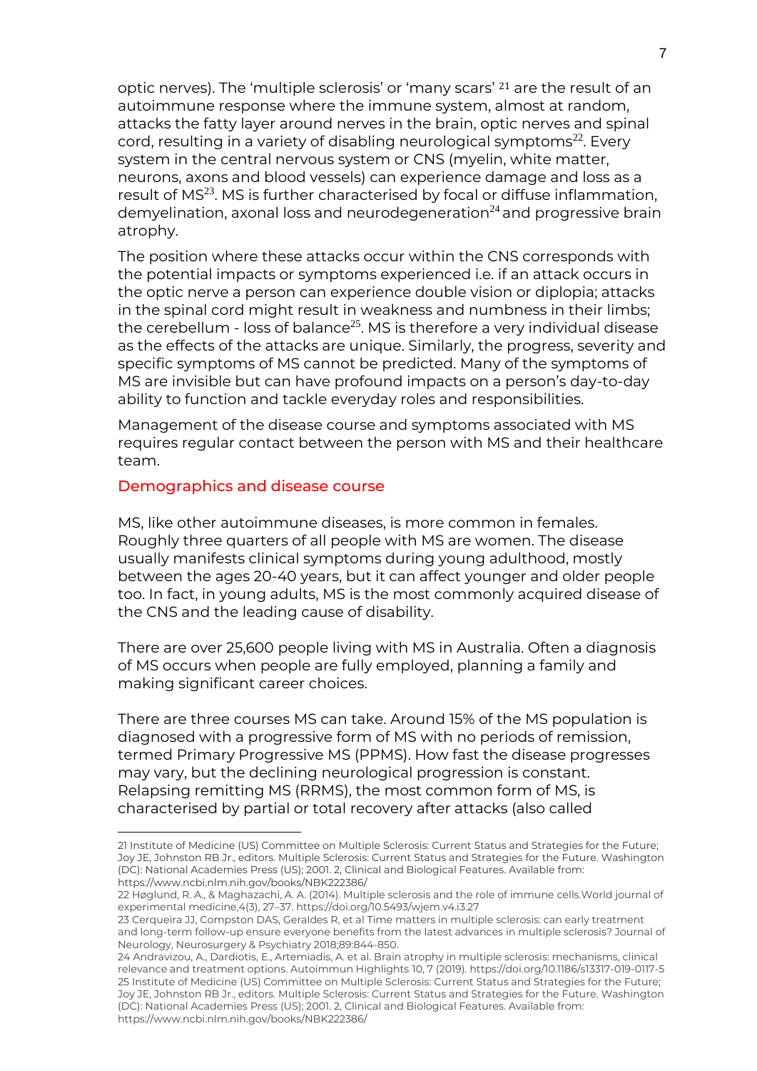optic nerves). The 'multiple sclerosis' or 'many scars' [21] are the result of an autoimmune response where the immune system, almost at random, attacks the fatty layer around nerves in the brain, optic nerves and spinal cord, resulting in a variety of disabling neurological symptoms[22]. Every system in the central nervous system or CNS (myelin, white matter, neurons, axons and blood vessels) can experience damage and loss as a result of MS[23]. MS is further characterised by focal or diffuse inflammation, demyelination, axonal loss and neurodegeneration[24] and progressive brain atrophy.

The position where these attacks occur within the CNS corresponds with the potential impacts or symptoms experienced i.e. if an attack occurs in the optic nerve a person can experience double vision or diplopia; attacks in the spinal cord might result in weakness and numbness in their limbs; the cerebellum - loss of balance[25]. MS is therefore a very individual disease as the effects of the attacks are unique. Similarly, the progress, severity and specific symptoms of MS cannot be predicted. Many of the symptoms of MS are invisible but can have profound impacts on a person's day-to-day ability to function and tackle everyday roles and responsibilities.

Management of the disease course and symptoms associated with MS requires regular contact between the person with MS and their healthcare team.

## Demographics and disease course

MS, like other autoimmune diseases, is more common in females. Roughly three quarters of all people with MS are women. The disease usually manifests clinical symptoms during young adulthood, mostly between the ages 20-40 years, but it can affect younger and older people too. In fact, in young adults, MS is the most commonly acquired disease of the CNS and the leading cause of disability.

There are over 25,600 people living with MS in Australia. Often a diagnosis of MS occurs when people are fully employed, planning a family and making significant career choices.

There are three courses MS can take. Around 15% of the MS population is diagnosed with a progressive form of MS with no periods of remission, termed Primary Progressive MS (PPMS). How fast the disease progresses may vary, but the declining neurological progression is constant. Relapsing remitting MS (RRMS), the most common form of MS, is characterised by partial or total recovery after attacks (also called

---

21 Institute of Medicine (US) Committee on Multiple Sclerosis: Current Status and Strategies for the Future; Joy JE, Johnston RB Jr., editors. Multiple Sclerosis: Current Status and Strategies for the Future. Washington (DC): National Academies Press (US); 2001. 2, Clinical and Biological Features. Available from: https://www.ncbi.nlm.nih.gov/books/NBK222386/

22 Høglund, R. A., & Maghazachi, A. A. (2014). Multiple sclerosis and the role of immune cells.World journal of experimental medicine,4(3), 27–37. https://doi.org/10.5493/wjem.v4.i3.27

23 Cerqueira JJ, Compston DAS, Geraldes R, et al Time matters in multiple sclerosis: can early treatment and long-term follow-up ensure everyone benefits from the latest advances in multiple sclerosis? Journal of Neurology, Neurosurgery & Psychiatry 2018;89:844-850.

24 Andravizou, A., Dardiotis, E., Artemiadis, A. et al. Brain atrophy in multiple sclerosis: mechanisms, clinical relevance and treatment options. Autoimmun Highlights 10, 7 (2019). https://doi.org/10.1186/s13317-019-0117-5

25 Institute of Medicine (US) Committee on Multiple Sclerosis: Current Status and Strategies for the Future; Joy JE, Johnston RB Jr., editors. Multiple Sclerosis: Current Status and Strategies for the Future. Washington (DC): National Academies Press (US); 2001. 2, Clinical and Biological Features. Available from: https://www.ncbi.nlm.nih.gov/books/NBK222386/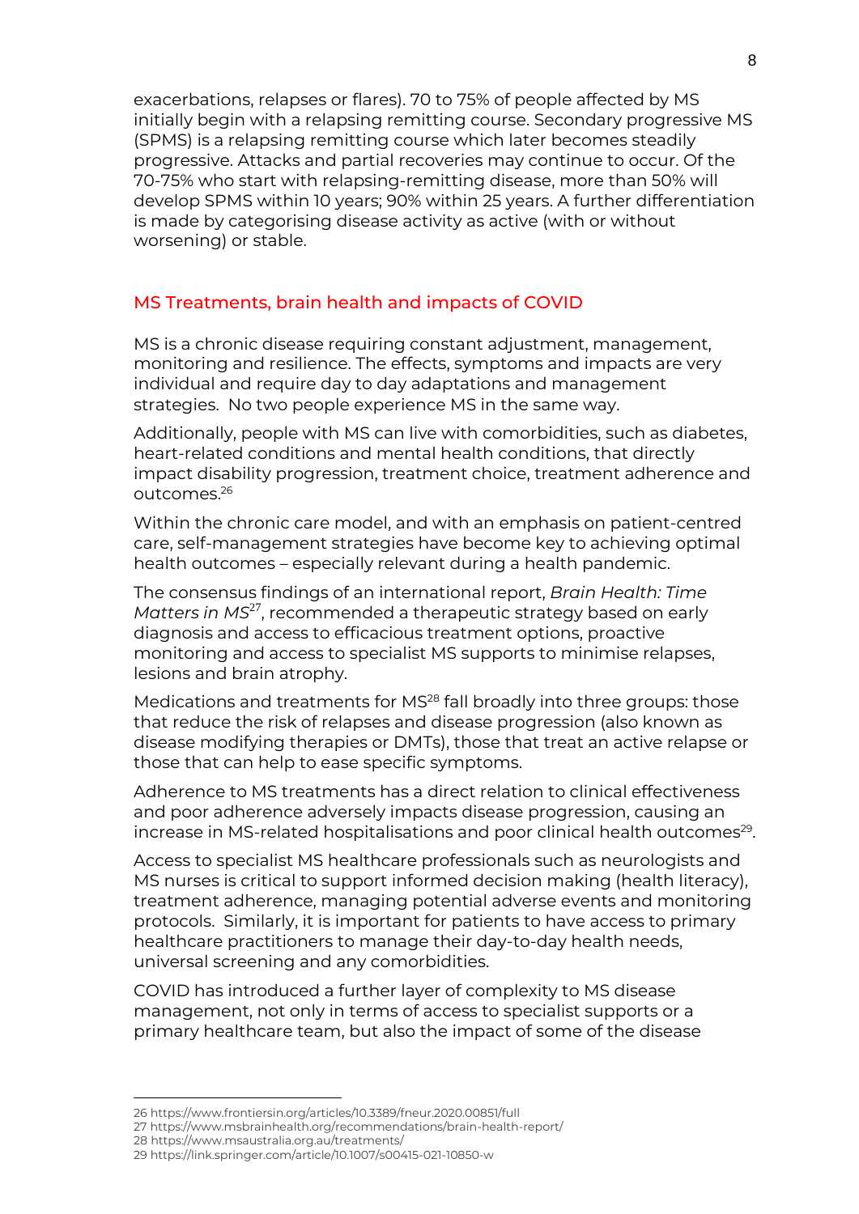exacerbations, relapses or flares). 70 to 75% of people affected by MS initially begin with a relapsing remitting course. Secondary progressive MS (SPMS) is a relapsing remitting course which later becomes steadily progressive. Attacks and partial recoveries may continue to occur. Of the 70-75% who start with relapsing-remitting disease, more than 50% will develop SPMS within 10 years; 90% within 25 years. A further differentiation is made by categorising disease activity as active (with or without worsening) or stable.

## MS Treatments, brain health and impacts of COVID

MS is a chronic disease requiring constant adjustment, management, monitoring and resilience. The effects, symptoms and impacts are very individual and require day to day adaptations and management strategies. No two people experience MS in the same way.

Additionally, people with MS can live with comorbidities, such as diabetes, heart-related conditions and mental health conditions, that directly impact disability progression, treatment choice, treatment adherence and outcomes.[26]

Within the chronic care model, and with an emphasis on patient-centred care, self-management strategies have become key to achieving optimal health outcomes – especially relevant during a health pandemic.

The consensus findings of an international report, *Brain Health: Time Matters in MS*[27], recommended a therapeutic strategy based on early diagnosis and access to efficacious treatment options, proactive monitoring and access to specialist MS supports to minimise relapses, lesions and brain atrophy.

Medications and treatments for MS[28] fall broadly into three groups: those that reduce the risk of relapses and disease progression (also known as disease modifying therapies or DMTs), those that treat an active relapse or those that can help to ease specific symptoms.

Adherence to MS treatments has a direct relation to clinical effectiveness and poor adherence adversely impacts disease progression, causing an increase in MS-related hospitalisations and poor clinical health outcomes[29].

Access to specialist MS healthcare professionals such as neurologists and MS nurses is critical to support informed decision making (health literacy), treatment adherence, managing potential adverse events and monitoring protocols. Similarly, it is important for patients to have access to primary healthcare practitioners to manage their day-to-day health needs, universal screening and any comorbidities.

COVID has introduced a further layer of complexity to MS disease management, not only in terms of access to specialist supports or a primary healthcare team, but also the impact of some of the disease

26 https://www.frontiersin.org/articles/10.3389/fneur.2020.00851/full

27 https://www.msbrainhealth.org/recommendations/brain-health-report/

28 https://www.msaustralia.org.au/treatments/

29 https://link.springer.com/article/10.1007/s00415-021-10850-w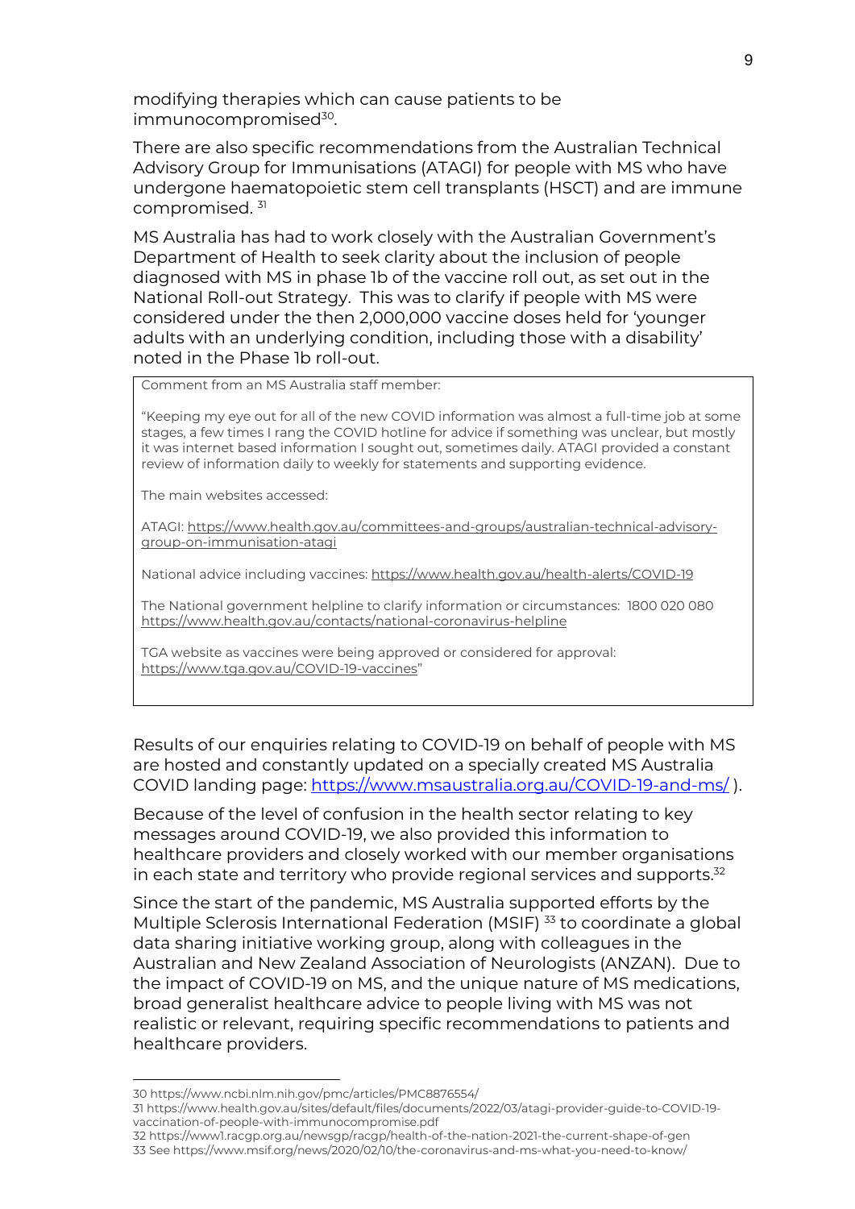modifying therapies which can cause patients to be immunocompromised[30].

There are also specific recommendations from the Australian Technical Advisory Group for Immunisations (ATAGI) for people with MS who have undergone haematopoietic stem cell transplants (HSCT) and are immune compromised. [31]

MS Australia has had to work closely with the Australian Government's Department of Health to seek clarity about the inclusion of people diagnosed with MS in phase 1b of the vaccine roll out, as set out in the National Roll-out Strategy. This was to clarify if people with MS were considered under the then 2,000,000 vaccine doses held for 'younger adults with an underlying condition, including those with a disability' noted in the Phase 1b roll-out.

> Comment from an MS Australia staff member:
>
> "Keeping my eye out for all of the new COVID information was almost a full-time job at some stages, a few times I rang the COVID hotline for advice if something was unclear, but mostly it was internet based information I sought out, sometimes daily. ATAGI provided a constant review of information daily to weekly for statements and supporting evidence.
>
> The main websites accessed:
>
> ATAGI: https://www.health.gov.au/committees-and-groups/australian-technical-advisory-group-on-immunisation-atagi
>
> National advice including vaccines: https://www.health.gov.au/health-alerts/COVID-19
>
> The National government helpline to clarify information or circumstances: 1800 020 080 https://www.health.gov.au/contacts/national-coronavirus-helpline
>
> TGA website as vaccines were being approved or considered for approval: https://www.tga.gov.au/COVID-19-vaccines"

Results of our enquiries relating to COVID-19 on behalf of people with MS are hosted and constantly updated on a specially created MS Australia COVID landing page: https://www.msaustralia.org.au/COVID-19-and-ms/ ).

Because of the level of confusion in the health sector relating to key messages around COVID-19, we also provided this information to healthcare providers and closely worked with our member organisations in each state and territory who provide regional services and supports.[32]

Since the start of the pandemic, MS Australia supported efforts by the Multiple Sclerosis International Federation (MSIF) [33] to coordinate a global data sharing initiative working group, along with colleagues in the Australian and New Zealand Association of Neurologists (ANZAN). Due to the impact of COVID-19 on MS, and the unique nature of MS medications, broad generalist healthcare advice to people living with MS was not realistic or relevant, requiring specific recommendations to patients and healthcare providers.

---

30 https://www.ncbi.nlm.nih.gov/pmc/articles/PMC8876554/

31 https://www.health.gov.au/sites/default/files/documents/2022/03/atagi-provider-guide-to-COVID-19-vaccination-of-people-with-immunocompromise.pdf

32 https://www1.racgp.org.au/newsgp/racgp/health-of-the-nation-2021-the-current-shape-of-gen

33 See https://www.msif.org/news/2020/02/10/the-coronavirus-and-ms-what-you-need-to-know/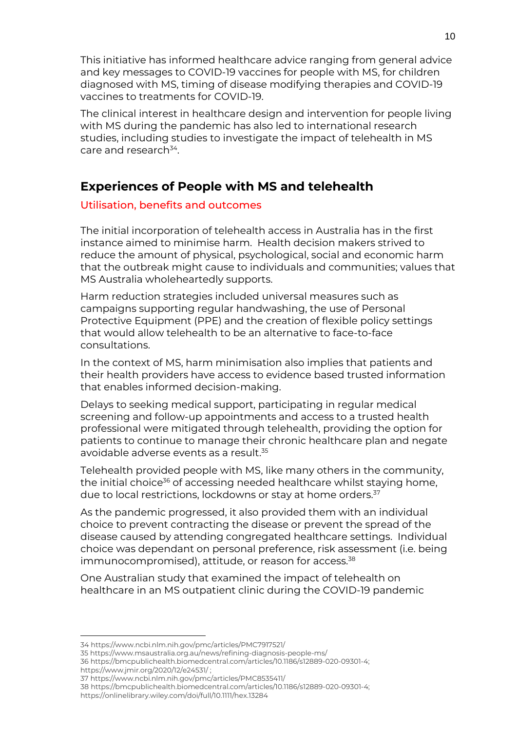This initiative has informed healthcare advice ranging from general advice and key messages to COVID-19 vaccines for people with MS, for children diagnosed with MS, timing of disease modifying therapies and COVID-19 vaccines to treatments for COVID-19.

The clinical interest in healthcare design and intervention for people living with MS during the pandemic has also led to international research studies, including studies to investigate the impact of telehealth in MS care and research[34].

## Experiences of People with MS and telehealth

### Utilisation, benefits and outcomes

The initial incorporation of telehealth access in Australia has in the first instance aimed to minimise harm. Health decision makers strived to reduce the amount of physical, psychological, social and economic harm that the outbreak might cause to individuals and communities; values that MS Australia wholeheartedly supports.

Harm reduction strategies included universal measures such as campaigns supporting regular handwashing, the use of Personal Protective Equipment (PPE) and the creation of flexible policy settings that would allow telehealth to be an alternative to face-to-face consultations.

In the context of MS, harm minimisation also implies that patients and their health providers have access to evidence based trusted information that enables informed decision-making.

Delays to seeking medical support, participating in regular medical screening and follow-up appointments and access to a trusted health professional were mitigated through telehealth, providing the option for patients to continue to manage their chronic healthcare plan and negate avoidable adverse events as a result.[35]

Telehealth provided people with MS, like many others in the community, the initial choice[36] of accessing needed healthcare whilst staying home, due to local restrictions, lockdowns or stay at home orders.[37]

As the pandemic progressed, it also provided them with an individual choice to prevent contracting the disease or prevent the spread of the disease caused by attending congregated healthcare settings. Individual choice was dependant on personal preference, risk assessment (i.e. being immunocompromised), attitude, or reason for access.[38]

One Australian study that examined the impact of telehealth on healthcare in an MS outpatient clinic during the COVID-19 pandemic

---

34 https://www.ncbi.nlm.nih.gov/pmc/articles/PMC7917521/

35 https://www.msaustralia.org.au/news/refining-diagnosis-people-ms/

36 https://bmcpublichealth.biomedcentral.com/articles/10.1186/s12889-020-09301-4; https://www.jmir.org/2020/12/e24531/ ;

37 https://www.ncbi.nlm.nih.gov/pmc/articles/PMC8535411/

38 https://bmcpublichealth.biomedcentral.com/articles/10.1186/s12889-020-09301-4; https://onlinelibrary.wiley.com/doi/full/10.1111/hex.13284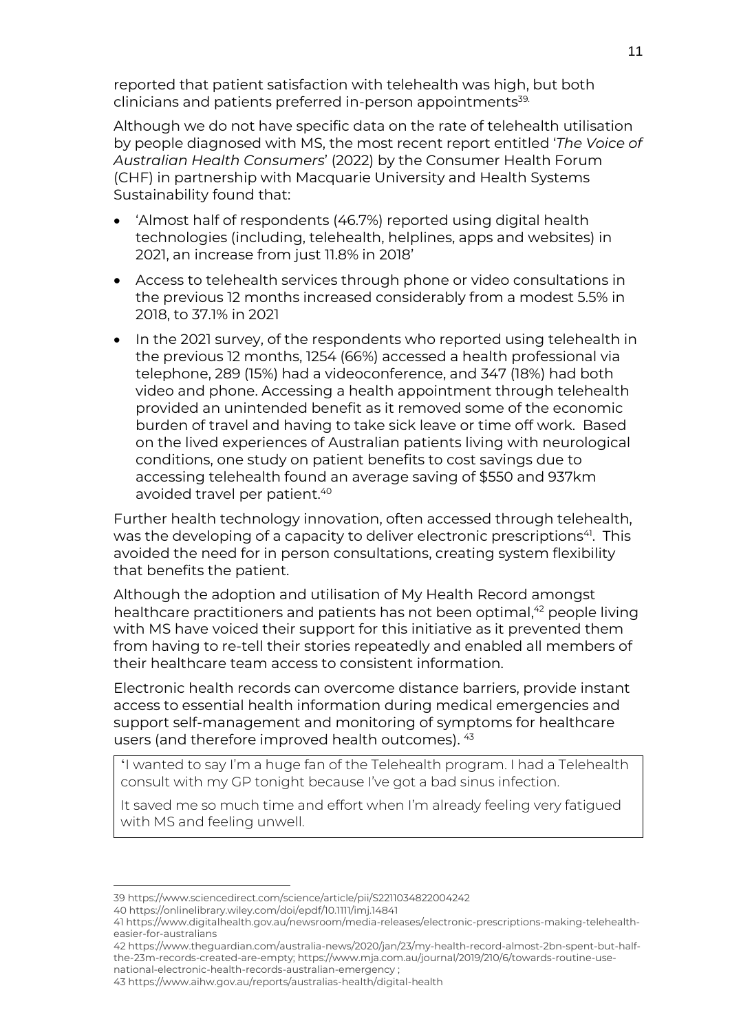reported that patient satisfaction with telehealth was high, but both clinicians and patients preferred in-person appointments[39].

Although we do not have specific data on the rate of telehealth utilisation by people diagnosed with MS, the most recent report entitled '*The Voice of Australian Health Consumers*' (2022) by the Consumer Health Forum (CHF) in partnership with Macquarie University and Health Systems Sustainability found that:

- 'Almost half of respondents (46.7%) reported using digital health technologies (including, telehealth, helplines, apps and websites) in 2021, an increase from just 11.8% in 2018'
- Access to telehealth services through phone or video consultations in the previous 12 months increased considerably from a modest 5.5% in 2018, to 37.1% in 2021
- In the 2021 survey, of the respondents who reported using telehealth in the previous 12 months, 1254 (66%) accessed a health professional via telephone, 289 (15%) had a videoconference, and 347 (18%) had both video and phone. Accessing a health appointment through telehealth provided an unintended benefit as it removed some of the economic burden of travel and having to take sick leave or time off work. Based on the lived experiences of Australian patients living with neurological conditions, one study on patient benefits to cost savings due to accessing telehealth found an average saving of $550 and 937km avoided travel per patient.[40]

Further health technology innovation, often accessed through telehealth, was the developing of a capacity to deliver electronic prescriptions[41]. This avoided the need for in person consultations, creating system flexibility that benefits the patient.

Although the adoption and utilisation of My Health Record amongst healthcare practitioners and patients has not been optimal,[42] people living with MS have voiced their support for this initiative as it prevented them from having to re-tell their stories repeatedly and enabled all members of their healthcare team access to consistent information.

Electronic health records can overcome distance barriers, provide instant access to essential health information during medical emergencies and support self-management and monitoring of symptoms for healthcare users (and therefore improved health outcomes). [43]

'I wanted to say I'm a huge fan of the Telehealth program. I had a Telehealth consult with my GP tonight because I've got a bad sinus infection.

It saved me so much time and effort when I'm already feeling very fatigued with MS and feeling unwell.

---

39 https://www.sciencedirect.com/science/article/pii/S2211034822004242

40 https://onlinelibrary.wiley.com/doi/epdf/10.1111/imj.14841

41 https://www.digitalhealth.gov.au/newsroom/media-releases/electronic-prescriptions-making-telehealth-easier-for-australians

42 https://www.theguardian.com/australia-news/2020/jan/23/my-health-record-almost-2bn-spent-but-half-the-23m-records-created-are-empty; https://www.mja.com.au/journal/2019/210/6/towards-routine-use-national-electronic-health-records-australian-emergency ;

43 https://www.aihw.gov.au/reports/australias-health/digital-health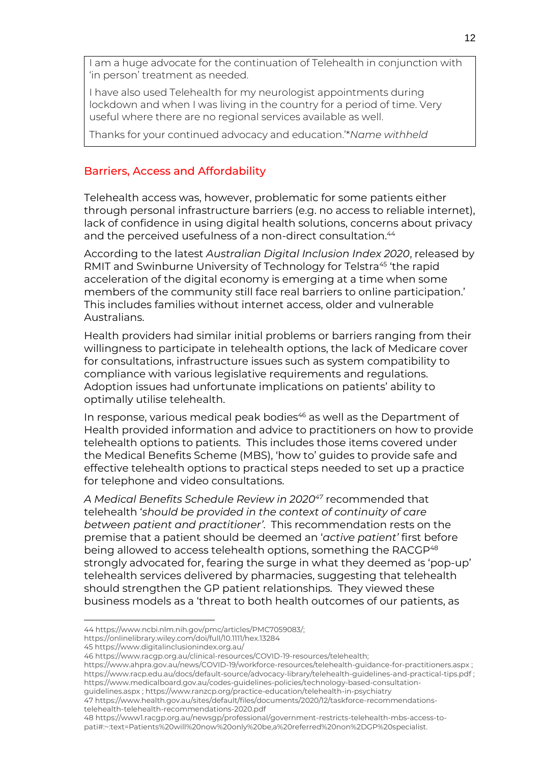I am a huge advocate for the continuation of Telehealth in conjunction with 'in person' treatment as needed.

I have also used Telehealth for my neurologist appointments during lockdown and when I was living in the country for a period of time. Very useful where there are no regional services available as well.

Thanks for your continued advocacy and education.'**Name withheld*

## Barriers, Access and Affordability

Telehealth access was, however, problematic for some patients either through personal infrastructure barriers (e.g. no access to reliable internet), lack of confidence in using digital health solutions, concerns about privacy and the perceived usefulness of a non-direct consultation.[44]

According to the latest *Australian Digital Inclusion Index 2020*, released by RMIT and Swinburne University of Technology for Telstra[45] 'the rapid acceleration of the digital economy is emerging at a time when some members of the community still face real barriers to online participation.' This includes families without internet access, older and vulnerable Australians.

Health providers had similar initial problems or barriers ranging from their willingness to participate in telehealth options, the lack of Medicare cover for consultations, infrastructure issues such as system compatibility to compliance with various legislative requirements and regulations. Adoption issues had unfortunate implications on patients' ability to optimally utilise telehealth.

In response, various medical peak bodies[46] as well as the Department of Health provided information and advice to practitioners on how to provide telehealth options to patients. This includes those items covered under the Medical Benefits Scheme (MBS), 'how to' guides to provide safe and effective telehealth options to practical steps needed to set up a practice for telephone and video consultations.

*A Medical Benefits Schedule Review in 2020*[47] recommended that telehealth '*should be provided in the context of continuity of care between patient and practitioner'*. This recommendation rests on the premise that a patient should be deemed an '*active patient'* first before being allowed to access telehealth options, something the RACGP[48] strongly advocated for, fearing the surge in what they deemed as 'pop-up' telehealth services delivered by pharmacies, suggesting that telehealth should strengthen the GP patient relationships. They viewed these business models as a 'threat to both health outcomes of our patients, as

---

44 https://www.ncbi.nlm.nih.gov/pmc/articles/PMC7059083/; https://onlinelibrary.wiley.com/doi/full/10.1111/hex.13284

45 https://www.digitalinclusionindex.org.au/

46 https://www.racgp.org.au/clinical-resources/COVID-19-resources/telehealth; https://www.ahpra.gov.au/news/COVID-19/workforce-resources/telehealth-guidance-for-practitioners.aspx ; https://www.racp.edu.au/docs/default-source/advocacy-library/telehealth-guidelines-and-practical-tips.pdf ; https://www.medicalboard.gov.au/codes-guidelines-policies/technology-based-consultation-guidelines.aspx ; https://www.ranzcp.org/practice-education/telehealth-in-psychiatry

47 https://www.health.gov.au/sites/default/files/documents/2020/12/taskforce-recommendations-telehealth-telehealth-recommendations-2020.pdf

48 https://www1.racgp.org.au/newsgp/professional/government-restricts-telehealth-mbs-access-to-pati#:~:text=Patients%20will%20now%20only%20be,a%20referred%20non%2DGP%20specialist.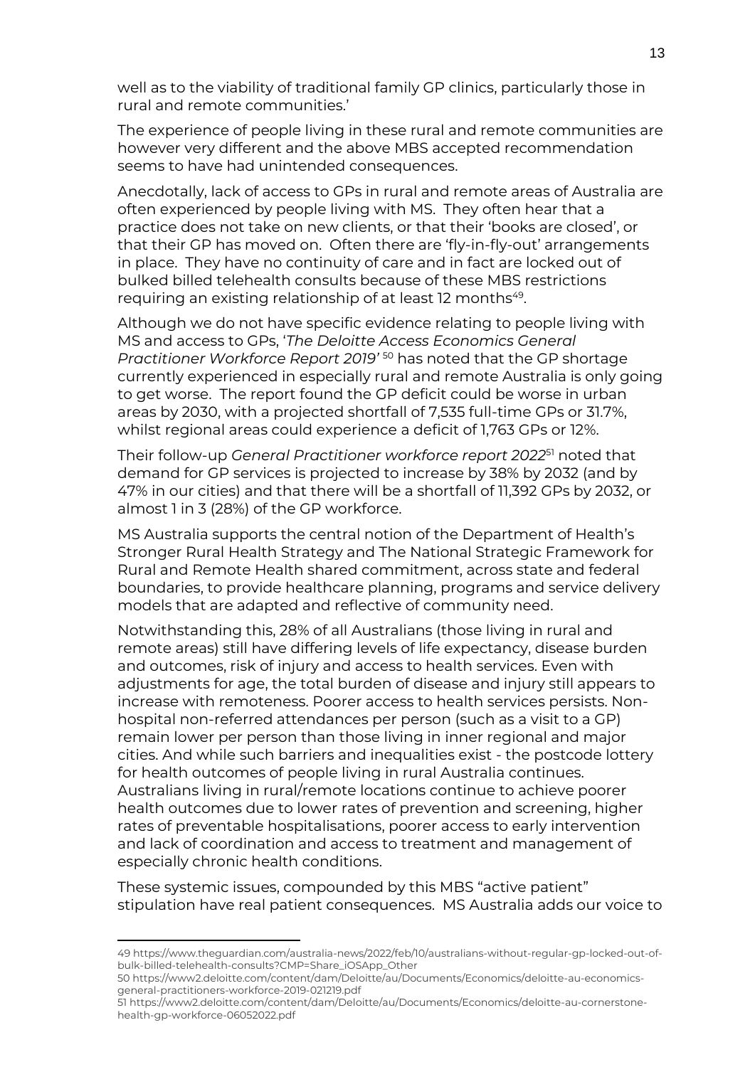well as to the viability of traditional family GP clinics, particularly those in rural and remote communities.'

The experience of people living in these rural and remote communities are however very different and the above MBS accepted recommendation seems to have had unintended consequences.

Anecdotally, lack of access to GPs in rural and remote areas of Australia are often experienced by people living with MS. They often hear that a practice does not take on new clients, or that their 'books are closed', or that their GP has moved on. Often there are 'fly-in-fly-out' arrangements in place. They have no continuity of care and in fact are locked out of bulked billed telehealth consults because of these MBS restrictions requiring an existing relationship of at least 12 months[49].

Although we do not have specific evidence relating to people living with MS and access to GPs, '*The Deloitte Access Economics General Practitioner Workforce Report 2019*'[50] has noted that the GP shortage currently experienced in especially rural and remote Australia is only going to get worse. The report found the GP deficit could be worse in urban areas by 2030, with a projected shortfall of 7,535 full-time GPs or 31.7%, whilst regional areas could experience a deficit of 1,763 GPs or 12%.

Their follow-up *General Practitioner workforce report 2022*[51] noted that demand for GP services is projected to increase by 38% by 2032 (and by 47% in our cities) and that there will be a shortfall of 11,392 GPs by 2032, or almost 1 in 3 (28%) of the GP workforce.

MS Australia supports the central notion of the Department of Health's Stronger Rural Health Strategy and The National Strategic Framework for Rural and Remote Health shared commitment, across state and federal boundaries, to provide healthcare planning, programs and service delivery models that are adapted and reflective of community need.

Notwithstanding this, 28% of all Australians (those living in rural and remote areas) still have differing levels of life expectancy, disease burden and outcomes, risk of injury and access to health services. Even with adjustments for age, the total burden of disease and injury still appears to increase with remoteness. Poorer access to health services persists. Non-hospital non-referred attendances per person (such as a visit to a GP) remain lower per person than those living in inner regional and major cities. And while such barriers and inequalities exist - the postcode lottery for health outcomes of people living in rural Australia continues. Australians living in rural/remote locations continue to achieve poorer health outcomes due to lower rates of prevention and screening, higher rates of preventable hospitalisations, poorer access to early intervention and lack of coordination and access to treatment and management of especially chronic health conditions.

These systemic issues, compounded by this MBS "active patient" stipulation have real patient consequences. MS Australia adds our voice to

---

49 https://www.theguardian.com/australia-news/2022/feb/10/australians-without-regular-gp-locked-out-of-bulk-billed-telehealth-consults?CMP=Share_iOSApp_Other

50 https://www2.deloitte.com/content/dam/Deloitte/au/Documents/Economics/deloitte-au-economics-general-practitioners-workforce-2019-021219.pdf

51 https://www2.deloitte.com/content/dam/Deloitte/au/Documents/Economics/deloitte-au-cornerstone-health-gp-workforce-06052022.pdf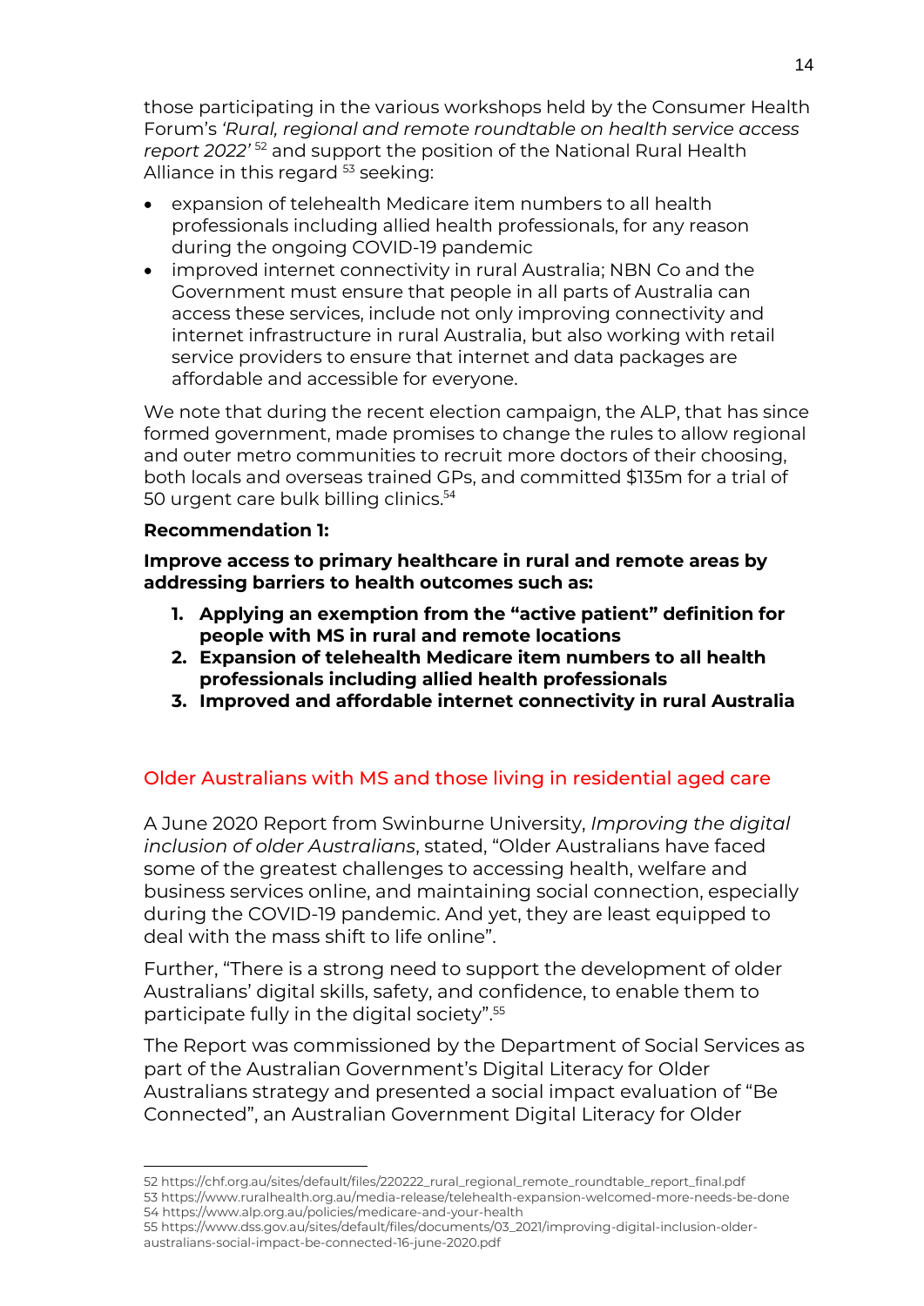those participating in the various workshops held by the Consumer Health Forum's *'Rural, regional and remote roundtable on health service access report 2022'* [52] and support the position of the National Rural Health Alliance in this regard [53] seeking:

- expansion of telehealth Medicare item numbers to all health professionals including allied health professionals, for any reason during the ongoing COVID-19 pandemic
- improved internet connectivity in rural Australia; NBN Co and the Government must ensure that people in all parts of Australia can access these services, include not only improving connectivity and internet infrastructure in rural Australia, but also working with retail service providers to ensure that internet and data packages are affordable and accessible for everyone.

We note that during the recent election campaign, the ALP, that has since formed government, made promises to change the rules to allow regional and outer metro communities to recruit more doctors of their choosing, both locals and overseas trained GPs, and committed $135m for a trial of 50 urgent care bulk billing clinics.[54]

**Recommendation 1:**

**Improve access to primary healthcare in rural and remote areas by addressing barriers to health outcomes such as:**

1. **Applying an exemption from the "active patient" definition for people with MS in rural and remote locations**
2. **Expansion of telehealth Medicare item numbers to all health professionals including allied health professionals**
3. **Improved and affordable internet connectivity in rural Australia**

## Older Australians with MS and those living in residential aged care

A June 2020 Report from Swinburne University, *Improving the digital inclusion of older Australians*, stated, "Older Australians have faced some of the greatest challenges to accessing health, welfare and business services online, and maintaining social connection, especially during the COVID-19 pandemic. And yet, they are least equipped to deal with the mass shift to life online".

Further, "There is a strong need to support the development of older Australians' digital skills, safety, and confidence, to enable them to participate fully in the digital society".[55]

The Report was commissioned by the Department of Social Services as part of the Australian Government's Digital Literacy for Older Australians strategy and presented a social impact evaluation of "Be Connected", an Australian Government Digital Literacy for Older

---

52 https://chf.org.au/sites/default/files/220222_rural_regional_remote_roundtable_report_final.pdf
53 https://www.ruralhealth.org.au/media-release/telehealth-expansion-welcomed-more-needs-be-done
54 https://www.alp.org.au/policies/medicare-and-your-health
55 https://www.dss.gov.au/sites/default/files/documents/03_2021/improving-digital-inclusion-older-australians-social-impact-be-connected-16-june-2020.pdf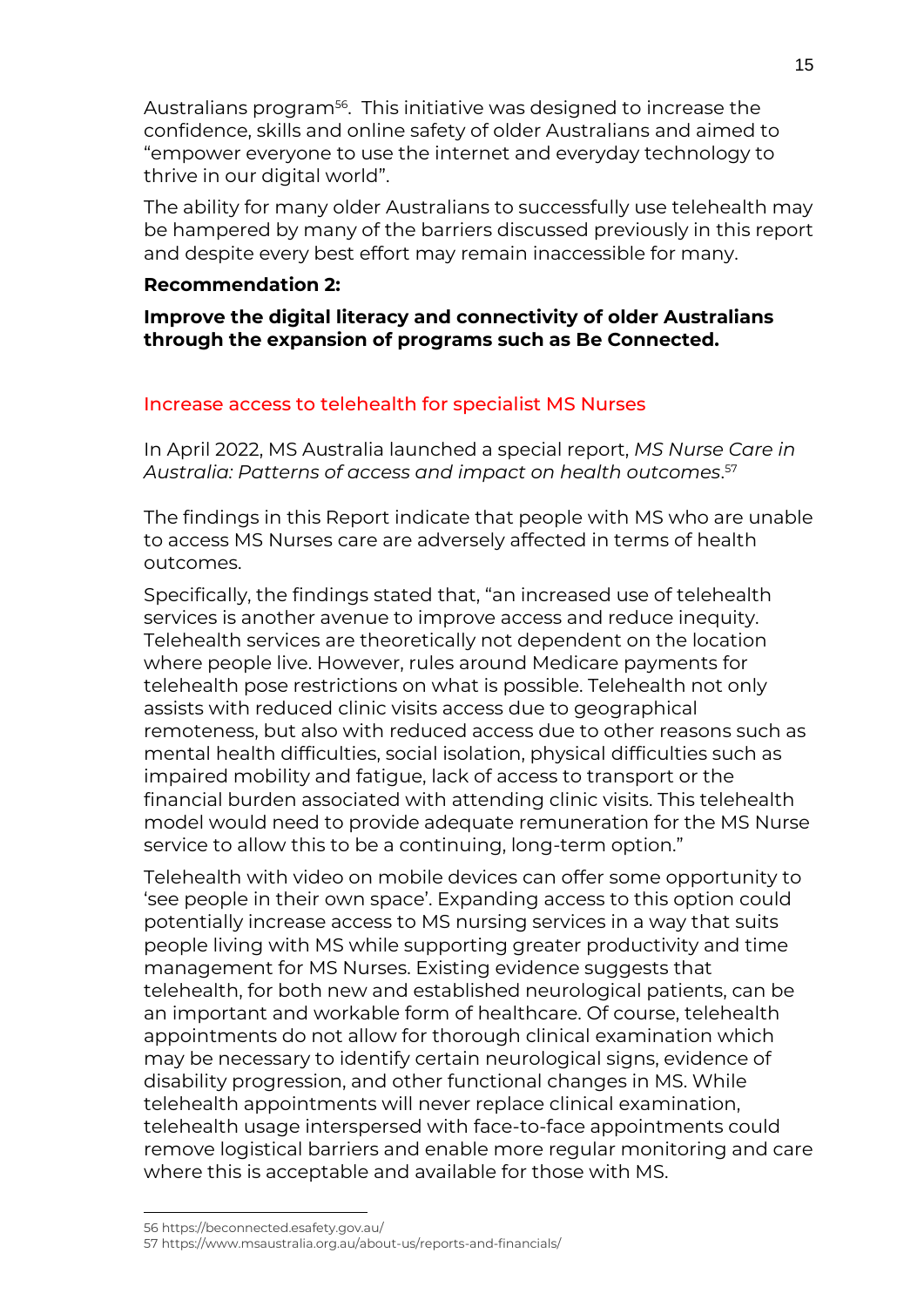Australians program[56]. This initiative was designed to increase the confidence, skills and online safety of older Australians and aimed to "empower everyone to use the internet and everyday technology to thrive in our digital world".

The ability for many older Australians to successfully use telehealth may be hampered by many of the barriers discussed previously in this report and despite every best effort may remain inaccessible for many.

**Recommendation 2:**

**Improve the digital literacy and connectivity of older Australians through the expansion of programs such as Be Connected.**

## Increase access to telehealth for specialist MS Nurses

In April 2022, MS Australia launched a special report, *MS Nurse Care in Australia: Patterns of access and impact on health outcomes*.[57]

The findings in this Report indicate that people with MS who are unable to access MS Nurses care are adversely affected in terms of health outcomes.

Specifically, the findings stated that, "an increased use of telehealth services is another avenue to improve access and reduce inequity. Telehealth services are theoretically not dependent on the location where people live. However, rules around Medicare payments for telehealth pose restrictions on what is possible. Telehealth not only assists with reduced clinic visits access due to geographical remoteness, but also with reduced access due to other reasons such as mental health difficulties, social isolation, physical difficulties such as impaired mobility and fatigue, lack of access to transport or the financial burden associated with attending clinic visits. This telehealth model would need to provide adequate remuneration for the MS Nurse service to allow this to be a continuing, long-term option."

Telehealth with video on mobile devices can offer some opportunity to 'see people in their own space'. Expanding access to this option could potentially increase access to MS nursing services in a way that suits people living with MS while supporting greater productivity and time management for MS Nurses. Existing evidence suggests that telehealth, for both new and established neurological patients, can be an important and workable form of healthcare. Of course, telehealth appointments do not allow for thorough clinical examination which may be necessary to identify certain neurological signs, evidence of disability progression, and other functional changes in MS. While telehealth appointments will never replace clinical examination, telehealth usage interspersed with face-to-face appointments could remove logistical barriers and enable more regular monitoring and care where this is acceptable and available for those with MS.

---

56 https://beconnected.esafety.gov.au/

57 https://www.msaustralia.org.au/about-us/reports-and-financials/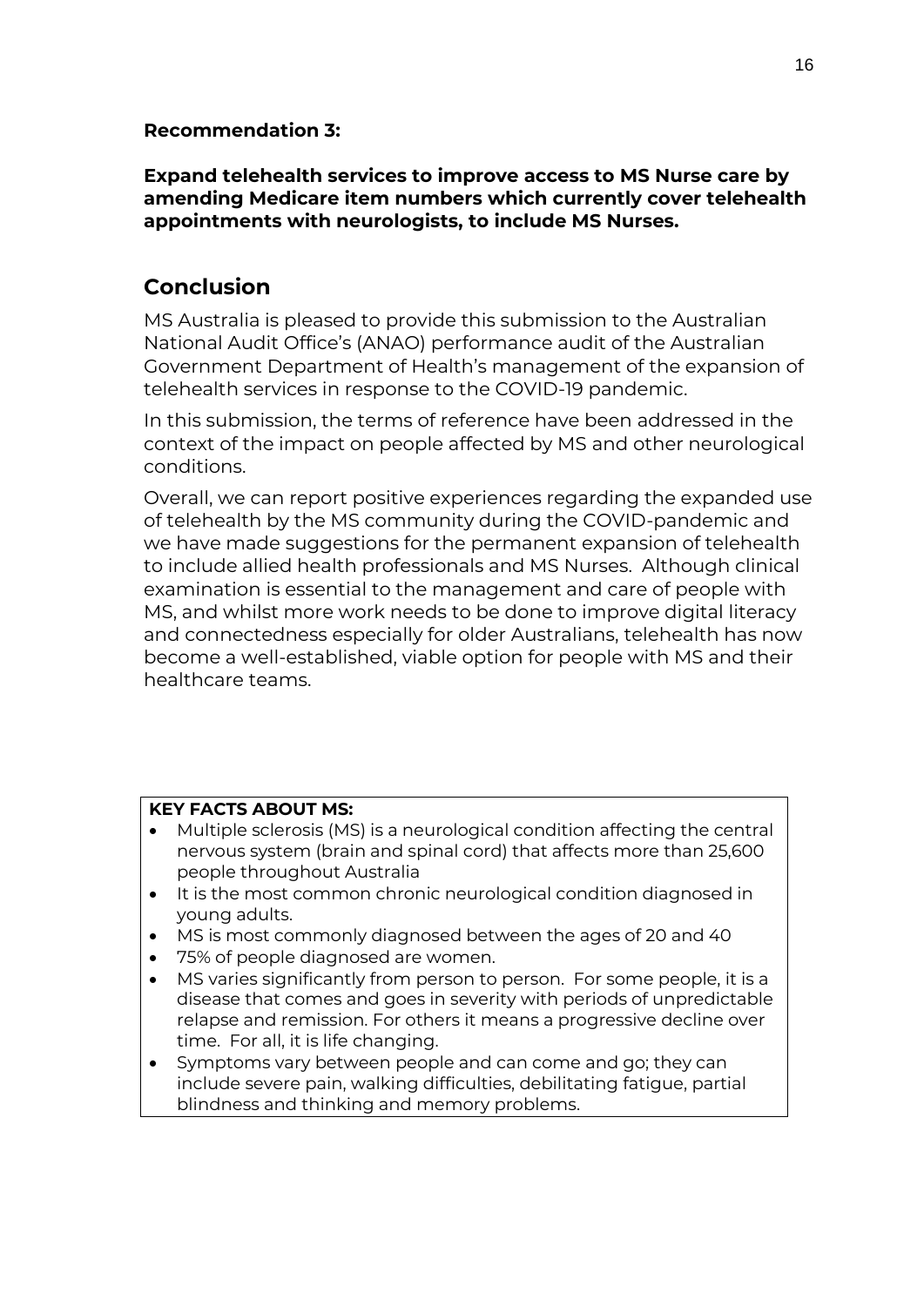**Recommendation 3:**

**Expand telehealth services to improve access to MS Nurse care by amending Medicare item numbers which currently cover telehealth appointments with neurologists, to include MS Nurses.**

## Conclusion

MS Australia is pleased to provide this submission to the Australian National Audit Office's (ANAO) performance audit of the Australian Government Department of Health's management of the expansion of telehealth services in response to the COVID-19 pandemic.

In this submission, the terms of reference have been addressed in the context of the impact on people affected by MS and other neurological conditions.

Overall, we can report positive experiences regarding the expanded use of telehealth by the MS community during the COVID-pandemic and we have made suggestions for the permanent expansion of telehealth to include allied health professionals and MS Nurses. Although clinical examination is essential to the management and care of people with MS, and whilst more work needs to be done to improve digital literacy and connectedness especially for older Australians, telehealth has now become a well-established, viable option for people with MS and their healthcare teams.

**KEY FACTS ABOUT MS:**

- Multiple sclerosis (MS) is a neurological condition affecting the central nervous system (brain and spinal cord) that affects more than 25,600 people throughout Australia
- It is the most common chronic neurological condition diagnosed in young adults.
- MS is most commonly diagnosed between the ages of 20 and 40
- 75% of people diagnosed are women.
- MS varies significantly from person to person. For some people, it is a disease that comes and goes in severity with periods of unpredictable relapse and remission. For others it means a progressive decline over time. For all, it is life changing.
- Symptoms vary between people and can come and go; they can include severe pain, walking difficulties, debilitating fatigue, partial blindness and thinking and memory problems.